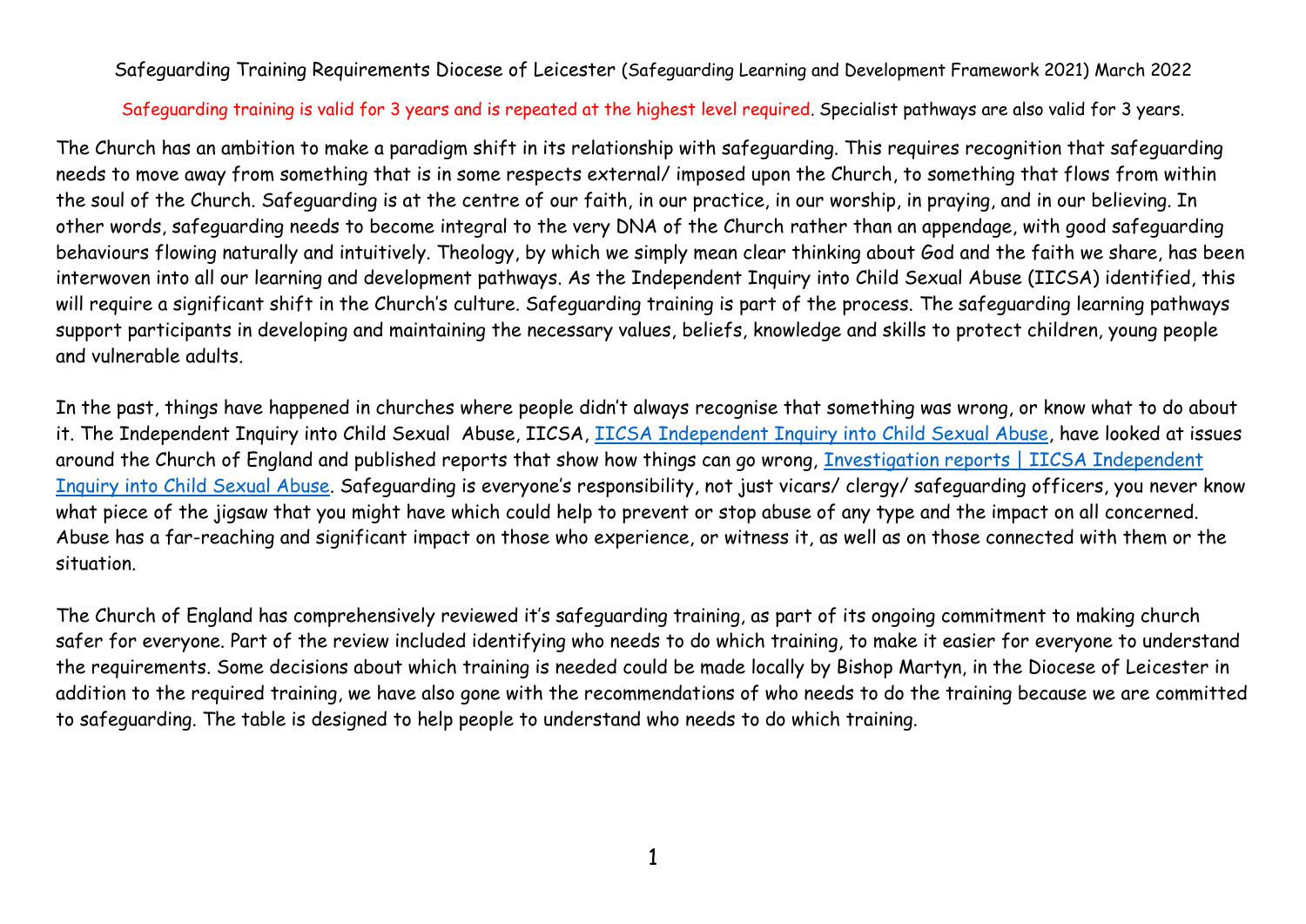# Safeguarding Training Requirements Diocese of Leicester (Safeguarding Learning and Development Framework 2021) March 2022

Safeguarding training is valid for 3 years and is repeated at the highest level required. Specialist pathways are also valid for 3 years.

The Church has an ambition to make a paradigm shift in its relationship with safeguarding. This requires recognition that safeguarding needs to move away from something that is in some respects external/ imposed upon the Church, to something that flows from within the soul of the Church. Safeguarding is at the centre of our faith, in our practice, in our worship, in praying, and in our believing. In other words, safeguarding needs to become integral to the very DNA of the Church rather than an appendage, with good safeguarding behaviours flowing naturally and intuitively. Theology, by which we simply mean clear thinking about God and the faith we share, has been interwoven into all our learning and development pathways. As the Independent Inquiry into Child Sexual Abuse (IICSA) identified, this will require a significant shift in the Church's culture. Safeguarding training is part of the process. The safeguarding learning pathways support participants in developing and maintaining the necessary values, beliefs, knowledge and skills to protect children, young people and vulnerable adults.

In the past, things have happened in churches where people didn't always recognise that something was wrong, or know what to do about it. The Independent Inquiry into Child Sexual Abuse, IICSA, [IICSA Independent Inquiry into Child Sexual Abuse](), have looked at issues around the Church of England and published reports that show how things can go wrong, [Investigation reports | IICSA Independent Inquiry into Child Sexual Abuse](). Safeguarding is everyone's responsibility, not just vicars/ clergy/ safeguarding officers, you never know what piece of the jigsaw that you might have which could help to prevent or stop abuse of any type and the impact on all concerned. Abuse has a far-reaching and significant impact on those who experience, or witness it, as well as on those connected with them or the situation.

The Church of England has comprehensively reviewed it's safeguarding training, as part of its ongoing commitment to making church safer for everyone. Part of the review included identifying who needs to do which training, to make it easier for everyone to understand the requirements. Some decisions about which training is needed could be made locally by Bishop Martyn, in the Diocese of Leicester in addition to the required training, we have also gone with the recommendations of who needs to do the training because we are committed to safeguarding. The table is designed to help people to understand who needs to do which training.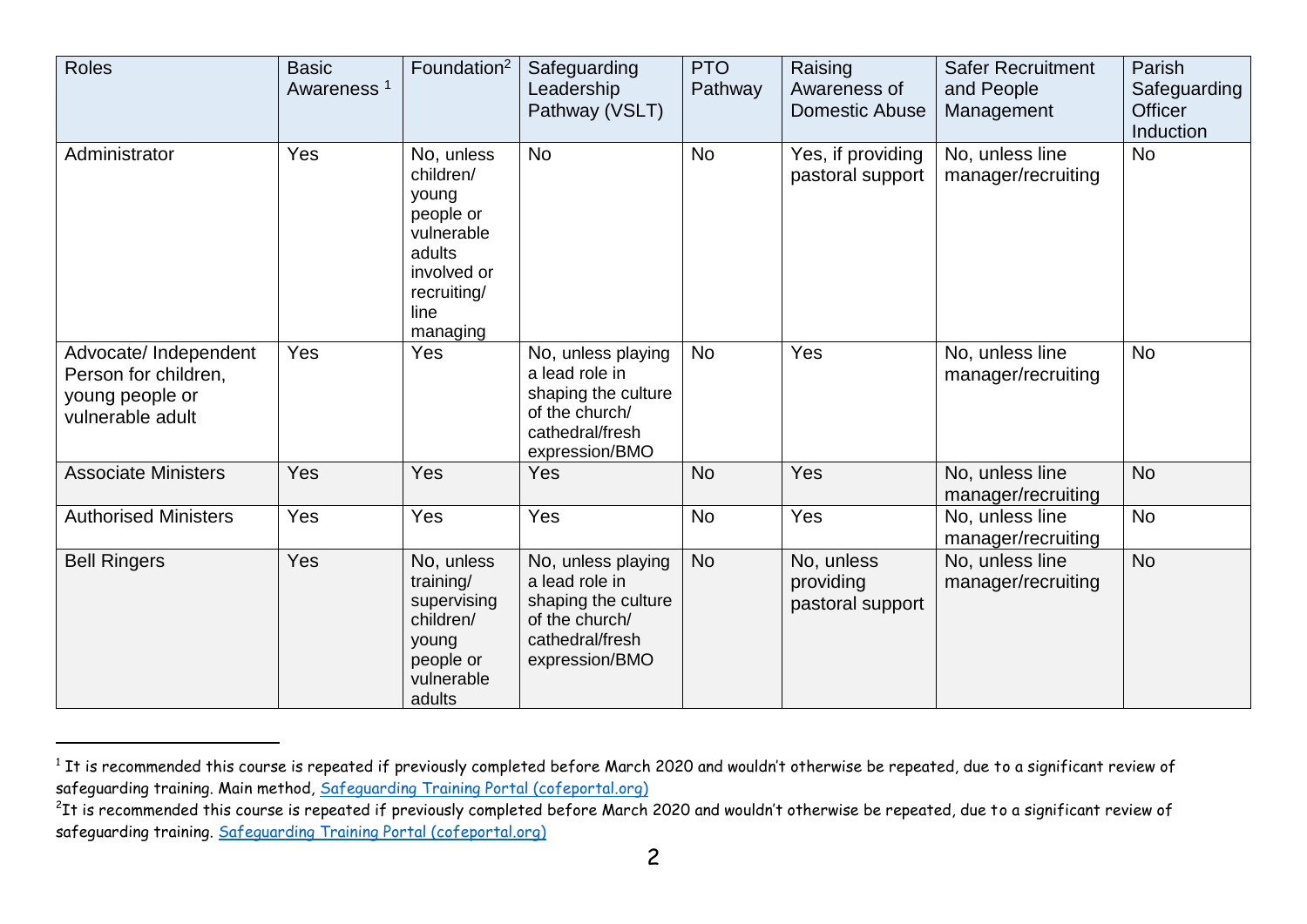| Roles | Basic Awareness [1] | Foundation[2] | Safeguarding Leadership Pathway (VSLT) | PTO Pathway | Raising Awareness of Domestic Abuse | Safer Recruitment and People Management | Parish Safeguarding Officer Induction |
|---|---|---|---|---|---|---|---|
| Administrator | Yes | No, unless children/ young people or vulnerable adults involved or recruiting/ line managing | No | No | Yes, if providing pastoral support | No, unless line manager/recruiting | No |
| Advocate/ Independent Person for children, young people or vulnerable adult | Yes | Yes | No, unless playing a lead role in shaping the culture of the church/ cathedral/fresh expression/BMO | No | Yes | No, unless line manager/recruiting | No |
| Associate Ministers | Yes | Yes | Yes | No | Yes | No, unless line manager/recruiting | No |
| Authorised Ministers | Yes | Yes | Yes | No | Yes | No, unless line manager/recruiting | No |
| Bell Ringers | Yes | No, unless training/ supervising children/ young people or vulnerable adults | No, unless playing a lead role in shaping the culture of the church/ cathedral/fresh expression/BMO | No | No, unless providing pastoral support | No, unless line manager/recruiting | No |

[1] It is recommended this course is repeated if previously completed before March 2020 and wouldn't otherwise be repeated, due to a significant review of safeguarding training. Main method, [Safeguarding Training Portal (cofeportal.org)](https://safeguardingtraining.cofeportal.org)

[2] It is recommended this course is repeated if previously completed before March 2020 and wouldn't otherwise be repeated, due to a significant review of safeguarding training. [Safeguarding Training Portal (cofeportal.org)](https://safeguardingtraining.cofeportal.org)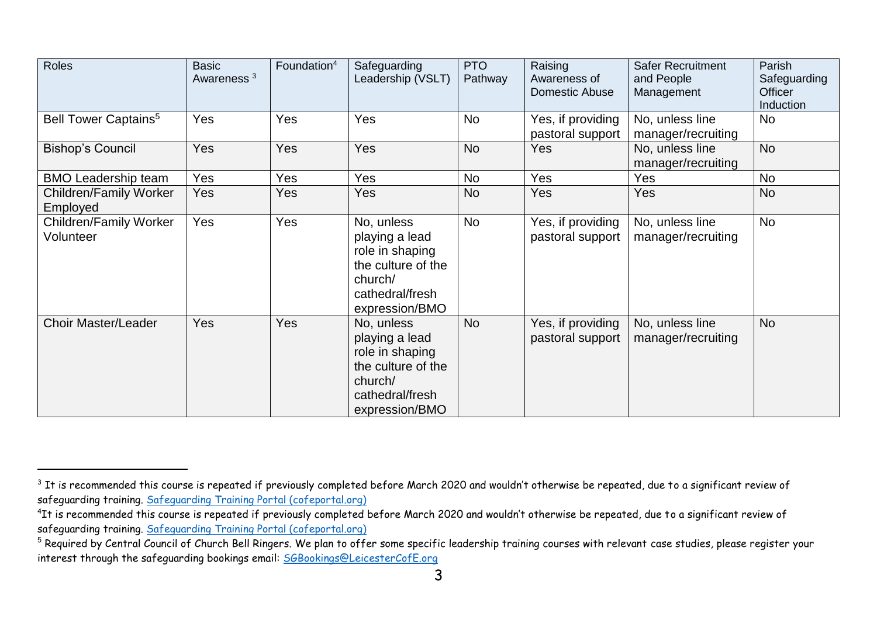| Roles | Basic Awareness [3] | Foundation[4] | Safeguarding Leadership (VSLT) | PTO Pathway | Raising Awareness of Domestic Abuse | Safer Recruitment and People Management | Parish Safeguarding Officer Induction |
|---|---|---|---|---|---|---|---|
| Bell Tower Captains[5] | Yes | Yes | Yes | No | Yes, if providing pastoral support | No, unless line manager/recruiting | No |
| Bishop's Council | Yes | Yes | Yes | No | Yes | No, unless line manager/recruiting | No |
| BMO Leadership team | Yes | Yes | Yes | No | Yes | Yes | No |
| Children/Family Worker Employed | Yes | Yes | Yes | No | Yes | Yes | No |
| Children/Family Worker Volunteer | Yes | Yes | No, unless playing a lead role in shaping the culture of the church/ cathedral/fresh expression/BMO | No | Yes, if providing pastoral support | No, unless line manager/recruiting | No |
| Choir Master/Leader | Yes | Yes | No, unless playing a lead role in shaping the culture of the church/ cathedral/fresh expression/BMO | No | Yes, if providing pastoral support | No, unless line manager/recruiting | No |

[3] It is recommended this course is repeated if previously completed before March 2020 and wouldn't otherwise be repeated, due to a significant review of safeguarding training. Safeguarding Training Portal (cofeportal.org)

[4] It is recommended this course is repeated if previously completed before March 2020 and wouldn't otherwise be repeated, due to a significant review of safeguarding training. Safeguarding Training Portal (cofeportal.org)

[5] Required by Central Council of Church Bell Ringers. We plan to offer some specific leadership training courses with relevant case studies, please register your interest through the safeguarding bookings email: SGBookings@LeicesterCofE.org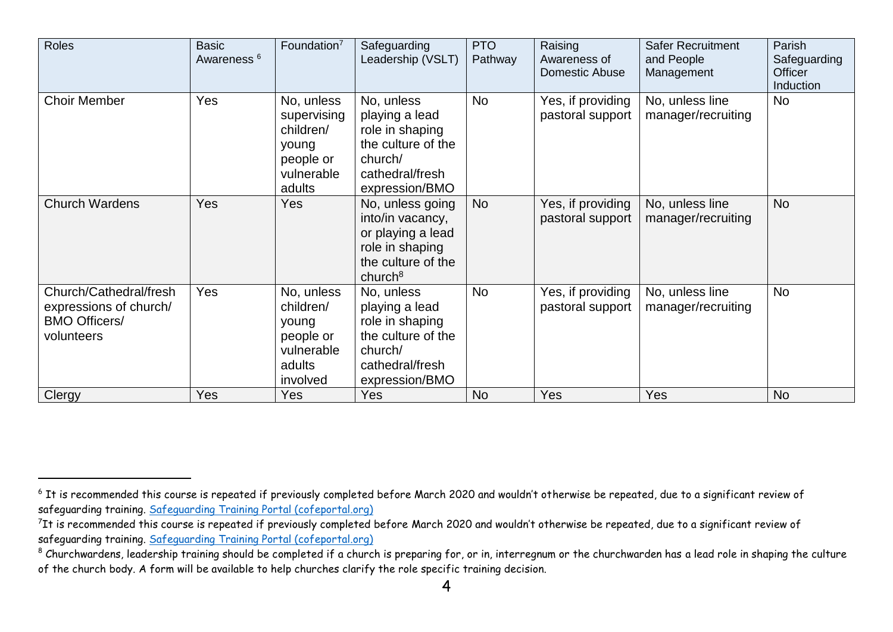| Roles | Basic Awareness [6] | Foundation[7] | Safeguarding Leadership (VSLT) | PTO Pathway | Raising Awareness of Domestic Abuse | Safer Recruitment and People Management | Parish Safeguarding Officer Induction |
|---|---|---|---|---|---|---|---|
| Choir Member | Yes | No, unless supervising children/ young people or vulnerable adults | No, unless playing a lead role in shaping the culture of the church/ cathedral/fresh expression/BMO | No | Yes, if providing pastoral support | No, unless line manager/recruiting | No |
| Church Wardens | Yes | Yes | No, unless going into/in vacancy, or playing a lead role in shaping the culture of the church[8] | No | Yes, if providing pastoral support | No, unless line manager/recruiting | No |
| Church/Cathedral/fresh expressions of church/ BMO Officers/ volunteers | Yes | No, unless children/ young people or vulnerable adults involved | No, unless playing a lead role in shaping the culture of the church/ cathedral/fresh expression/BMO | No | Yes, if providing pastoral support | No, unless line manager/recruiting | No |
| Clergy | Yes | Yes | Yes | No | Yes | Yes | No |

[6] It is recommended this course is repeated if previously completed before March 2020 and wouldn't otherwise be repeated, due to a significant review of safeguarding training. [Safeguarding Training Portal (cofeportal.org)](https://safeguardingtraining.cofeportal.org)

[7] It is recommended this course is repeated if previously completed before March 2020 and wouldn't otherwise be repeated, due to a significant review of safeguarding training. [Safeguarding Training Portal (cofeportal.org)](https://safeguardingtraining.cofeportal.org)

[8] Churchwardens, leadership training should be completed if a church is preparing for, or in, interregnum or the churchwarden has a lead role in shaping the culture of the church body. A form will be available to help churches clarify the role specific training decision.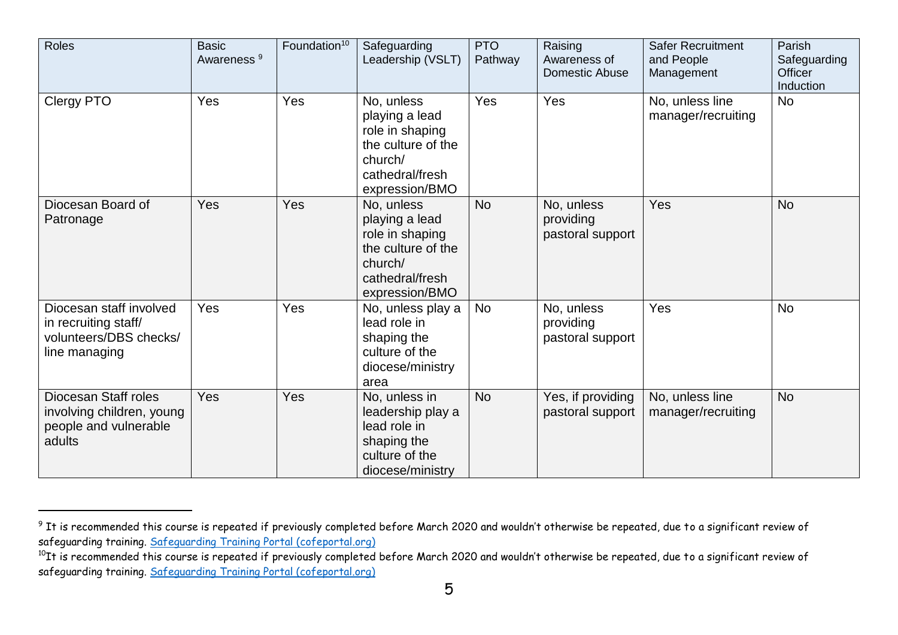| Roles | Basic Awareness [9] | Foundation[10] | Safeguarding Leadership (VSLT) | PTO Pathway | Raising Awareness of Domestic Abuse | Safer Recruitment and People Management | Parish Safeguarding Officer Induction |
|---|---|---|---|---|---|---|---|
| Clergy PTO | Yes | Yes | No, unless playing a lead role in shaping the culture of the church/ cathedral/fresh expression/BMO | Yes | Yes | No, unless line manager/recruiting | No |
| Diocesan Board of Patronage | Yes | Yes | No, unless playing a lead role in shaping the culture of the church/ cathedral/fresh expression/BMO | No | No, unless providing pastoral support | Yes | No |
| Diocesan staff involved in recruiting staff/ volunteers/DBS checks/ line managing | Yes | Yes | No, unless play a lead role in shaping the culture of the diocese/ministry area | No | No, unless providing pastoral support | Yes | No |
| Diocesan Staff roles involving children, young people and vulnerable adults | Yes | Yes | No, unless in leadership play a lead role in shaping the culture of the diocese/ministry | No | Yes, if providing pastoral support | No, unless line manager/recruiting | No |

[9] It is recommended this course is repeated if previously completed before March 2020 and wouldn't otherwise be repeated, due to a significant review of safeguarding training. Safeguarding Training Portal (cofeportal.org)

[10] It is recommended this course is repeated if previously completed before March 2020 and wouldn't otherwise be repeated, due to a significant review of safeguarding training. Safeguarding Training Portal (cofeportal.org)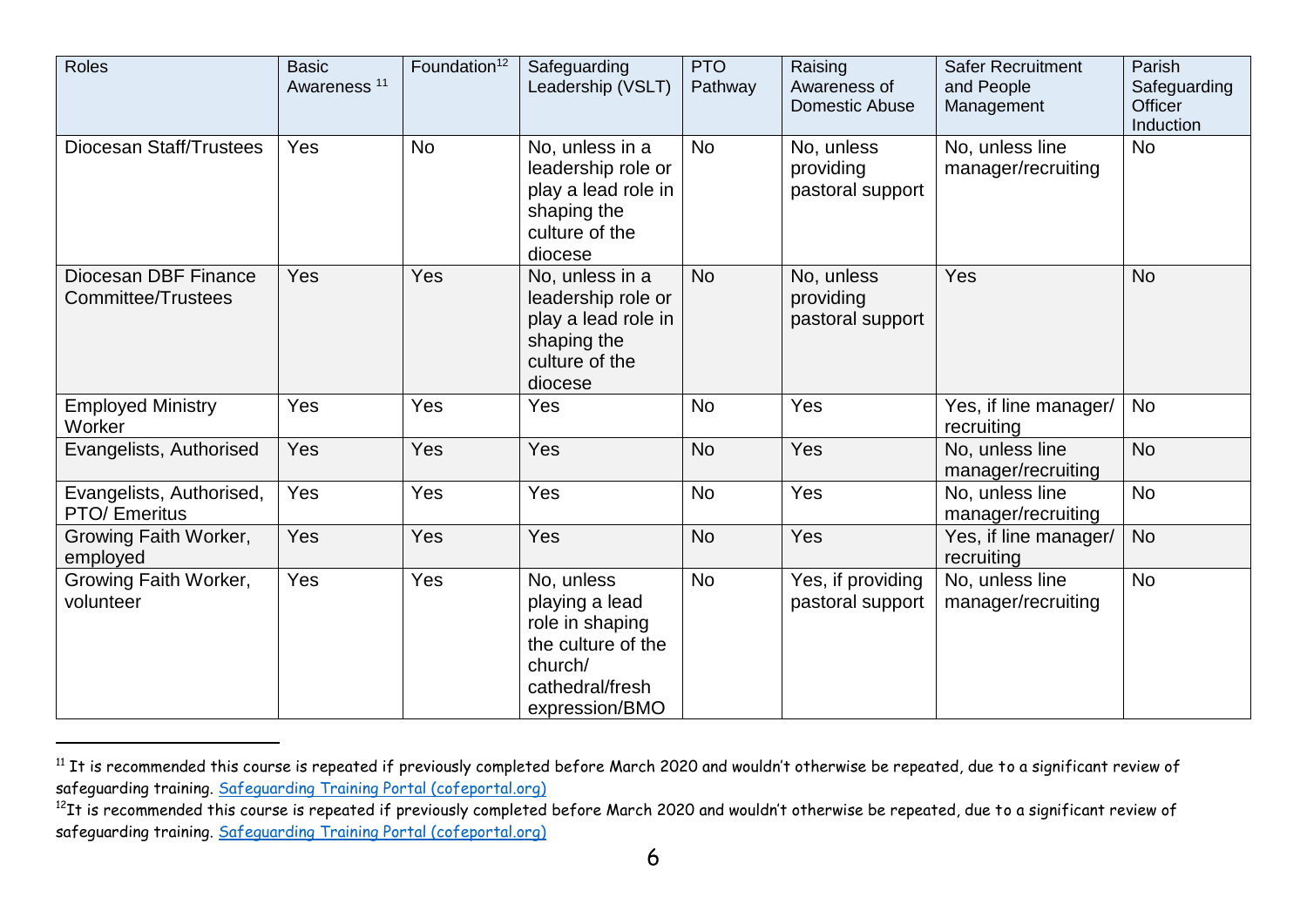| Roles | Basic Awareness [11] | Foundation[12] | Safeguarding Leadership (VSLT) | PTO Pathway | Raising Awareness of Domestic Abuse | Safer Recruitment and People Management | Parish Safeguarding Officer Induction |
|---|---|---|---|---|---|---|---|
| Diocesan Staff/Trustees | Yes | No | No, unless in a leadership role or play a lead role in shaping the culture of the diocese | No | No, unless providing pastoral support | No, unless line manager/recruiting | No |
| Diocesan DBF Finance Committee/Trustees | Yes | Yes | No, unless in a leadership role or play a lead role in shaping the culture of the diocese | No | No, unless providing pastoral support | Yes | No |
| Employed Ministry Worker | Yes | Yes | Yes | No | Yes | Yes, if line manager/ recruiting | No |
| Evangelists, Authorised | Yes | Yes | Yes | No | Yes | No, unless line manager/recruiting | No |
| Evangelists, Authorised, PTO/ Emeritus | Yes | Yes | Yes | No | Yes | No, unless line manager/recruiting | No |
| Growing Faith Worker, employed | Yes | Yes | Yes | No | Yes | Yes, if line manager/ recruiting | No |
| Growing Faith Worker, volunteer | Yes | Yes | No, unless playing a lead role in shaping the culture of the church/ cathedral/fresh expression/BMO | No | Yes, if providing pastoral support | No, unless line manager/recruiting | No |

[11] It is recommended this course is repeated if previously completed before March 2020 and wouldn't otherwise be repeated, due to a significant review of safeguarding training. Safeguarding Training Portal (cofeportal.org)

[12] It is recommended this course is repeated if previously completed before March 2020 and wouldn't otherwise be repeated, due to a significant review of safeguarding training. Safeguarding Training Portal (cofeportal.org)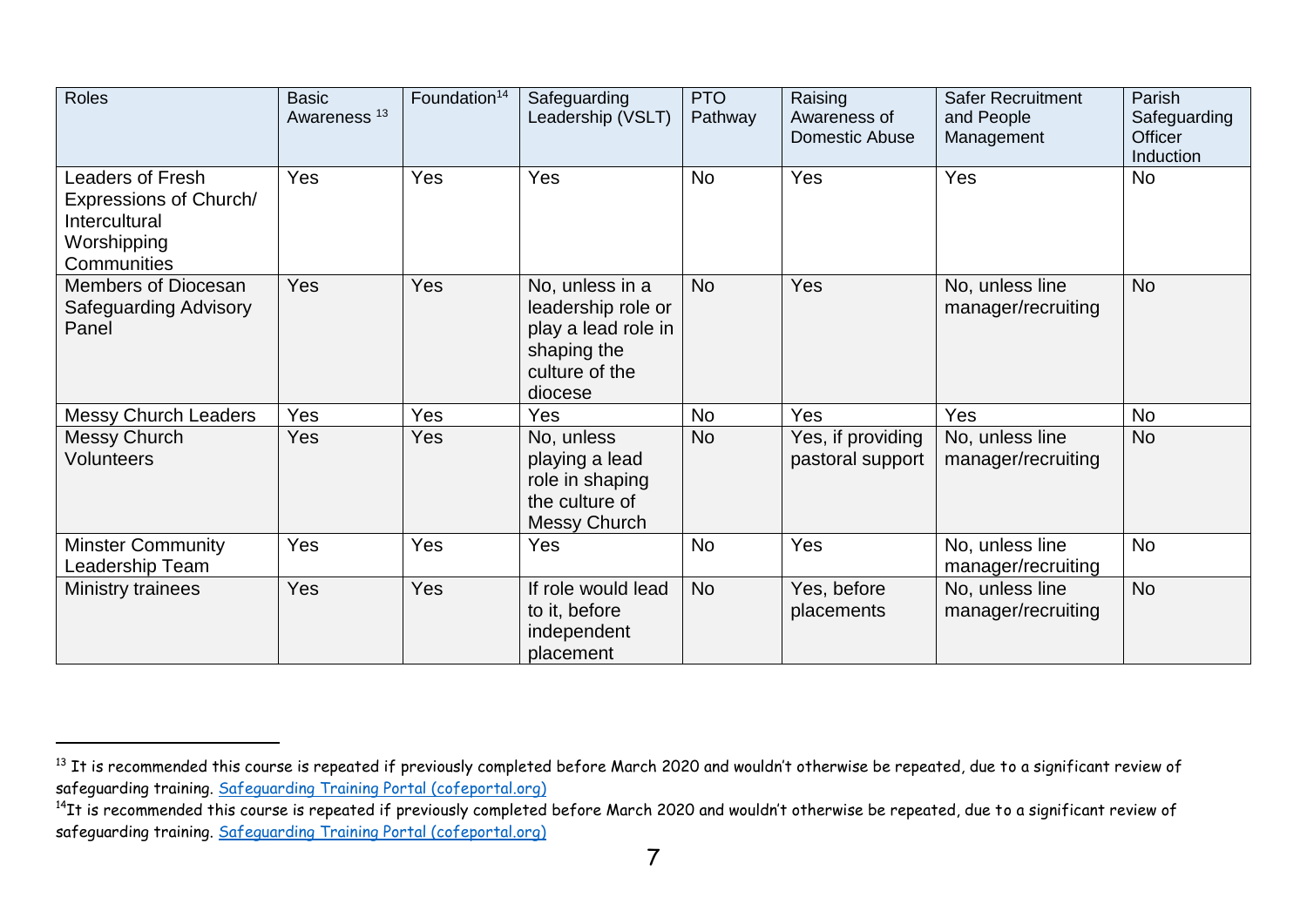| Roles | Basic Awareness [13] | Foundation[14] | Safeguarding Leadership (VSLT) | PTO Pathway | Raising Awareness of Domestic Abuse | Safer Recruitment and People Management | Parish Safeguarding Officer Induction |
|---|---|---|---|---|---|---|---|
| Leaders of Fresh Expressions of Church/ Intercultural Worshipping Communities | Yes | Yes | Yes | No | Yes | Yes | No |
| Members of Diocesan Safeguarding Advisory Panel | Yes | Yes | No, unless in a leadership role or play a lead role in shaping the culture of the diocese | No | Yes | No, unless line manager/recruiting | No |
| Messy Church Leaders | Yes | Yes | Yes | No | Yes | Yes | No |
| Messy Church Volunteers | Yes | Yes | No, unless playing a lead role in shaping the culture of Messy Church | No | Yes, if providing pastoral support | No, unless line manager/recruiting | No |
| Minster Community Leadership Team | Yes | Yes | Yes | No | Yes | No, unless line manager/recruiting | No |
| Ministry trainees | Yes | Yes | If role would lead to it, before independent placement | No | Yes, before placements | No, unless line manager/recruiting | No |

[13] It is recommended this course is repeated if previously completed before March 2020 and wouldn't otherwise be repeated, due to a significant review of safeguarding training. Safeguarding Training Portal (cofeportal.org)

[14] It is recommended this course is repeated if previously completed before March 2020 and wouldn't otherwise be repeated, due to a significant review of safeguarding training. Safeguarding Training Portal (cofeportal.org)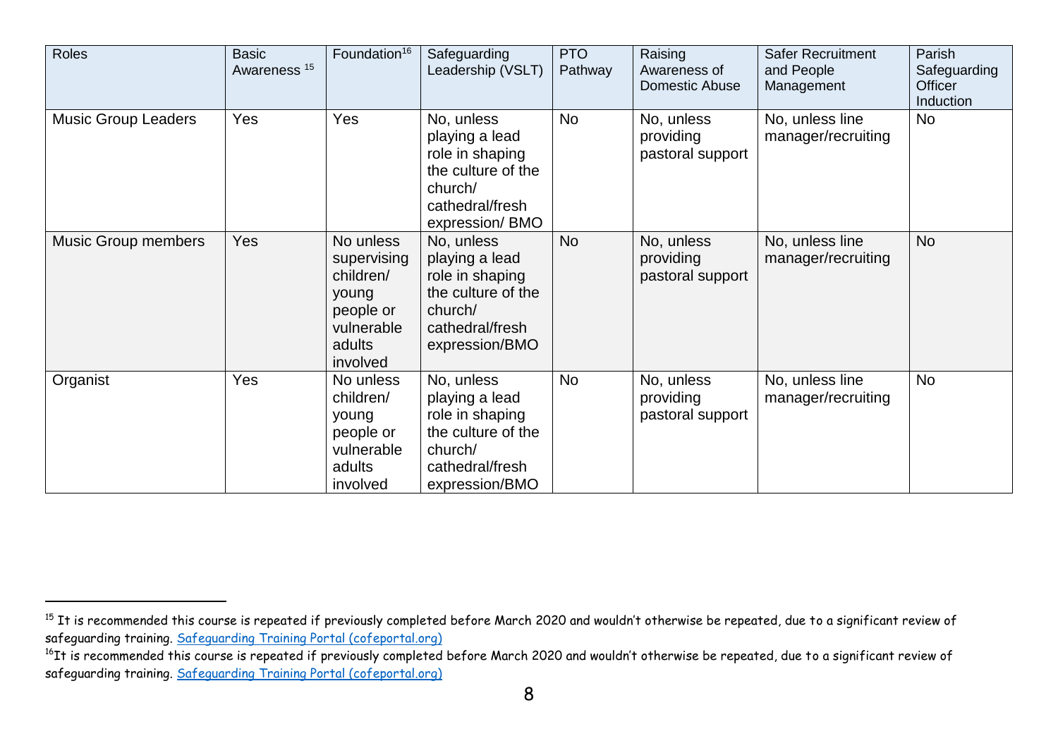| Roles | Basic Awareness [15] | Foundation[16] | Safeguarding Leadership (VSLT) | PTO Pathway | Raising Awareness of Domestic Abuse | Safer Recruitment and People Management | Parish Safeguarding Officer Induction |
|---|---|---|---|---|---|---|---|
| Music Group Leaders | Yes | Yes | No, unless playing a lead role in shaping the culture of the church/ cathedral/fresh expression/ BMO | No | No, unless providing pastoral support | No, unless line manager/recruiting | No |
| Music Group members | Yes | No unless supervising children/ young people or vulnerable adults involved | No, unless playing a lead role in shaping the culture of the church/ cathedral/fresh expression/BMO | No | No, unless providing pastoral support | No, unless line manager/recruiting | No |
| Organist | Yes | No unless children/ young people or vulnerable adults involved | No, unless playing a lead role in shaping the culture of the church/ cathedral/fresh expression/BMO | No | No, unless providing pastoral support | No, unless line manager/recruiting | No |

---

[15] It is recommended this course is repeated if previously completed before March 2020 and wouldn't otherwise be repeated, due to a significant review of safeguarding training. [Safeguarding Training Portal (cofeportal.org)](https://safeguardingtraining.cofeportal.org)

[16] It is recommended this course is repeated if previously completed before March 2020 and wouldn't otherwise be repeated, due to a significant review of safeguarding training. [Safeguarding Training Portal (cofeportal.org)](https://safeguardingtraining.cofeportal.org)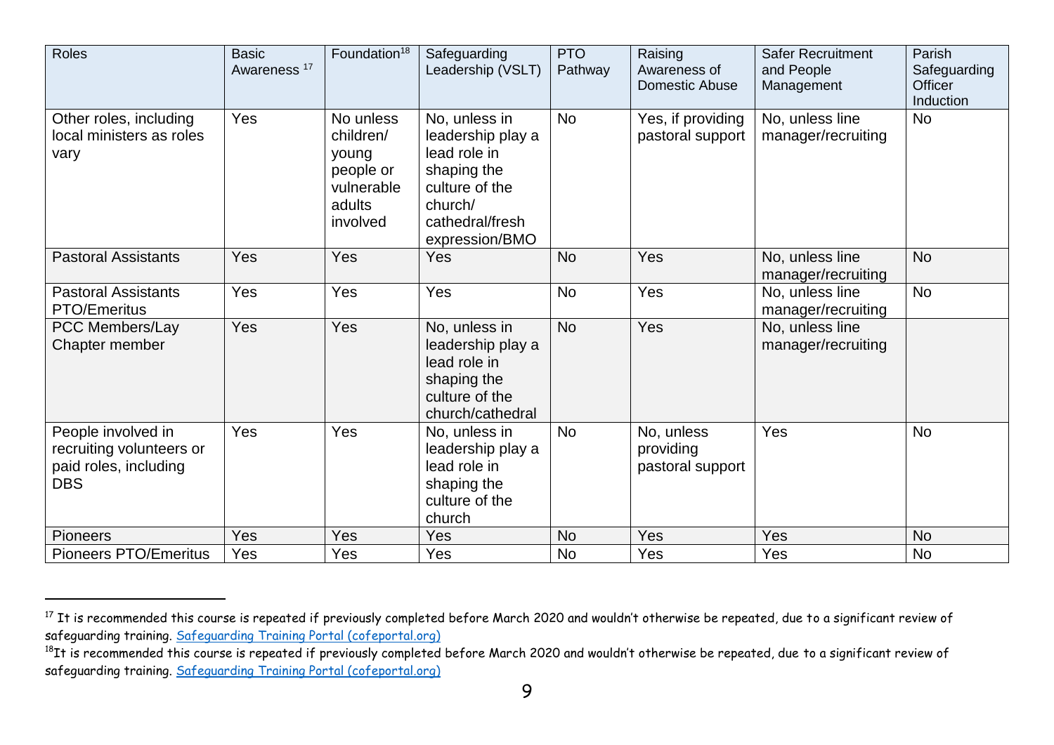| Roles | Basic Awareness [17] | Foundation[18] | Safeguarding Leadership (VSLT) | PTO Pathway | Raising Awareness of Domestic Abuse | Safer Recruitment and People Management | Parish Safeguarding Officer Induction |
|---|---|---|---|---|---|---|---|
| Other roles, including local ministers as roles vary | Yes | No unless children/ young people or vulnerable adults involved | No, unless in leadership play a lead role in shaping the culture of the church/ cathedral/fresh expression/BMO | No | Yes, if providing pastoral support | No, unless line manager/recruiting | No |
| Pastoral Assistants | Yes | Yes | Yes | No | Yes | No, unless line manager/recruiting | No |
| Pastoral Assistants PTO/Emeritus | Yes | Yes | Yes | No | Yes | No, unless line manager/recruiting | No |
| PCC Members/Lay Chapter member | Yes | Yes | No, unless in leadership play a lead role in shaping the culture of the church/cathedral | No | Yes | No, unless line manager/recruiting | |
| People involved in recruiting volunteers or paid roles, including DBS | Yes | Yes | No, unless in leadership play a lead role in shaping the culture of the church | No | No, unless providing pastoral support | Yes | No |
| Pioneers | Yes | Yes | Yes | No | Yes | Yes | No |
| Pioneers PTO/Emeritus | Yes | Yes | Yes | No | Yes | Yes | No |

[17] It is recommended this course is repeated if previously completed before March 2020 and wouldn't otherwise be repeated, due to a significant review of safeguarding training. [Safeguarding Training Portal (cofeportal.org)](https://safeguardingtraining.cofeportal.org)

[18] It is recommended this course is repeated if previously completed before March 2020 and wouldn't otherwise be repeated, due to a significant review of safeguarding training. [Safeguarding Training Portal (cofeportal.org)](https://safeguardingtraining.cofeportal.org)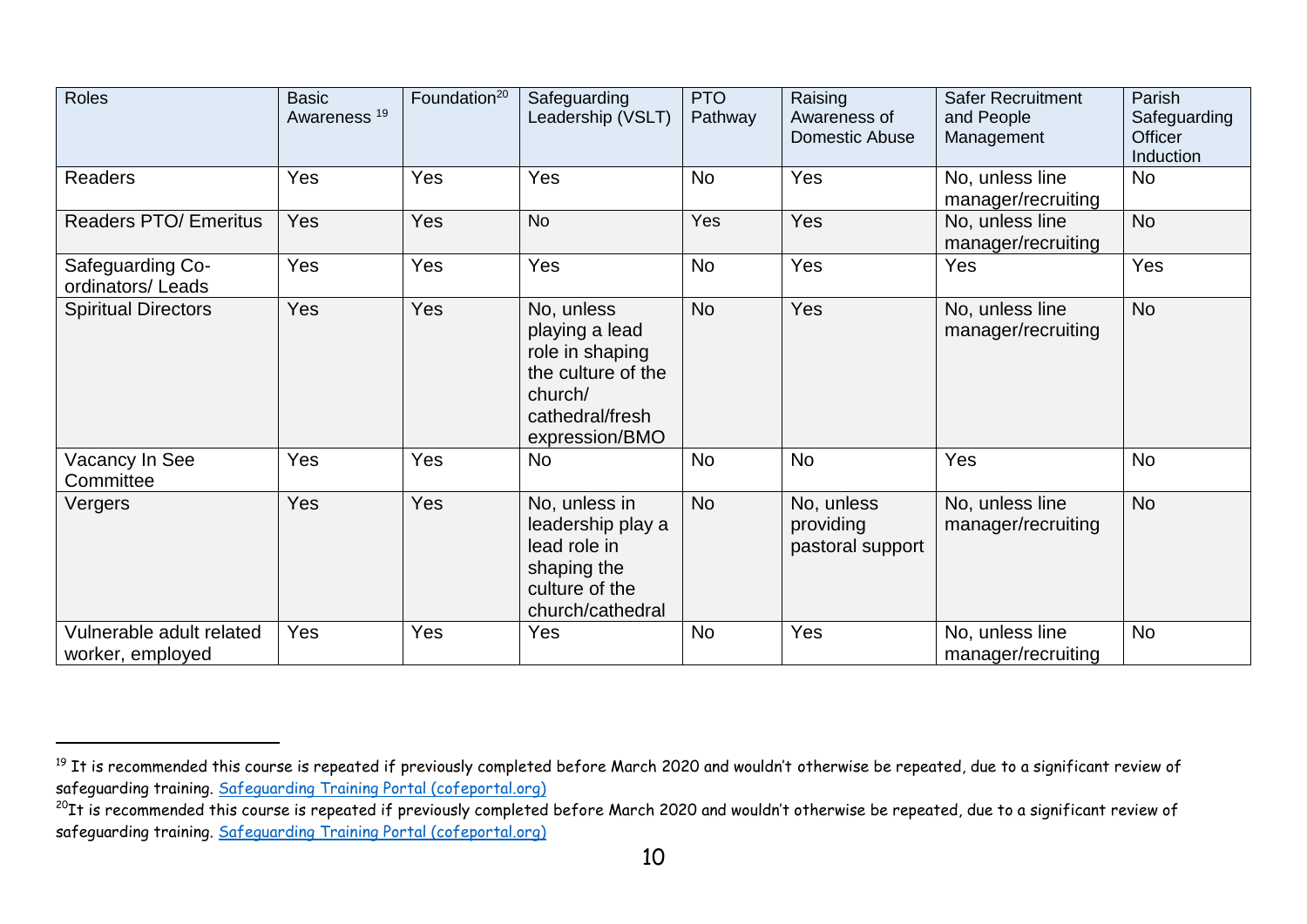| Roles | Basic Awareness [19] | Foundation[20] | Safeguarding Leadership (VSLT) | PTO Pathway | Raising Awareness of Domestic Abuse | Safer Recruitment and People Management | Parish Safeguarding Officer Induction |
|---|---|---|---|---|---|---|---|
| Readers | Yes | Yes | Yes | No | Yes | No, unless line manager/recruiting | No |
| Readers PTO/ Emeritus | Yes | Yes | No | Yes | Yes | No, unless line manager/recruiting | No |
| Safeguarding Co-ordinators/ Leads | Yes | Yes | Yes | No | Yes | Yes | Yes |
| Spiritual Directors | Yes | Yes | No, unless playing a lead role in shaping the culture of the church/ cathedral/fresh expression/BMO | No | Yes | No, unless line manager/recruiting | No |
| Vacancy In See Committee | Yes | Yes | No | No | No | Yes | No |
| Vergers | Yes | Yes | No, unless in leadership play a lead role in shaping the culture of the church/cathedral | No | No, unless providing pastoral support | No, unless line manager/recruiting | No |
| Vulnerable adult related worker, employed | Yes | Yes | Yes | No | Yes | No, unless line manager/recruiting | No |

[19] It is recommended this course is repeated if previously completed before March 2020 and wouldn't otherwise be repeated, due to a significant review of safeguarding training. Safeguarding Training Portal (cofeportal.org)

[20] It is recommended this course is repeated if previously completed before March 2020 and wouldn't otherwise be repeated, due to a significant review of safeguarding training. Safeguarding Training Portal (cofeportal.org)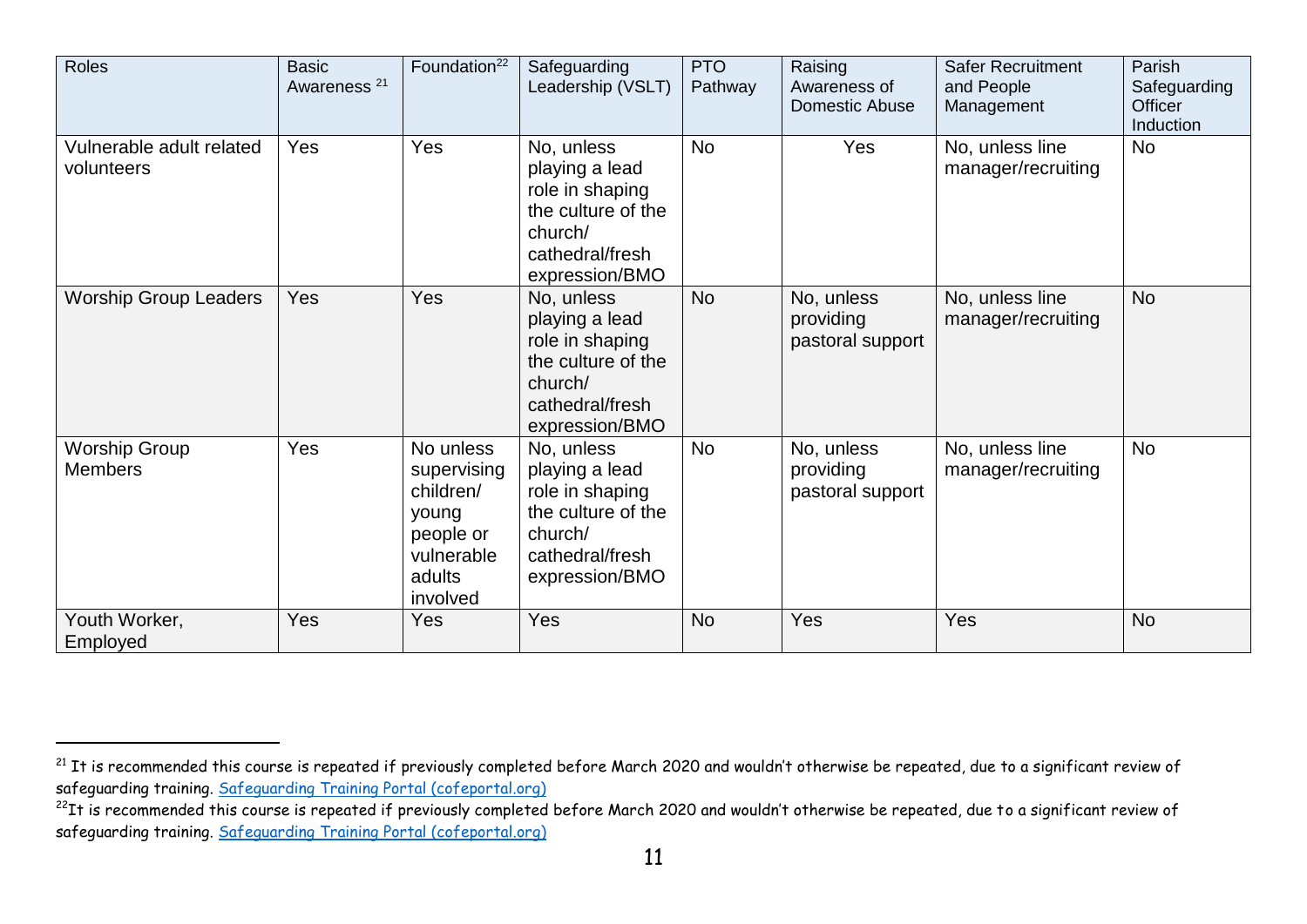| Roles | Basic Awareness [21] | Foundation[22] | Safeguarding Leadership (VSLT) | PTO Pathway | Raising Awareness of Domestic Abuse | Safer Recruitment and People Management | Parish Safeguarding Officer Induction |
|---|---|---|---|---|---|---|---|
| Vulnerable adult related volunteers | Yes | Yes | No, unless playing a lead role in shaping the culture of the church/ cathedral/fresh expression/BMO | No | Yes | No, unless line manager/recruiting | No |
| Worship Group Leaders | Yes | Yes | No, unless playing a lead role in shaping the culture of the church/ cathedral/fresh expression/BMO | No | No, unless providing pastoral support | No, unless line manager/recruiting | No |
| Worship Group Members | Yes | No unless supervising children/ young people or vulnerable adults involved | No, unless playing a lead role in shaping the culture of the church/ cathedral/fresh expression/BMO | No | No, unless providing pastoral support | No, unless line manager/recruiting | No |
| Youth Worker, Employed | Yes | Yes | Yes | No | Yes | Yes | No |

[21] It is recommended this course is repeated if previously completed before March 2020 and wouldn't otherwise be repeated, due to a significant review of safeguarding training. [Safeguarding Training Portal (cofeportal.org)](https://safeguardingtraining.cofeportal.org)

[22] It is recommended this course is repeated if previously completed before March 2020 and wouldn't otherwise be repeated, due to a significant review of safeguarding training. [Safeguarding Training Portal (cofeportal.org)](https://safeguardingtraining.cofeportal.org)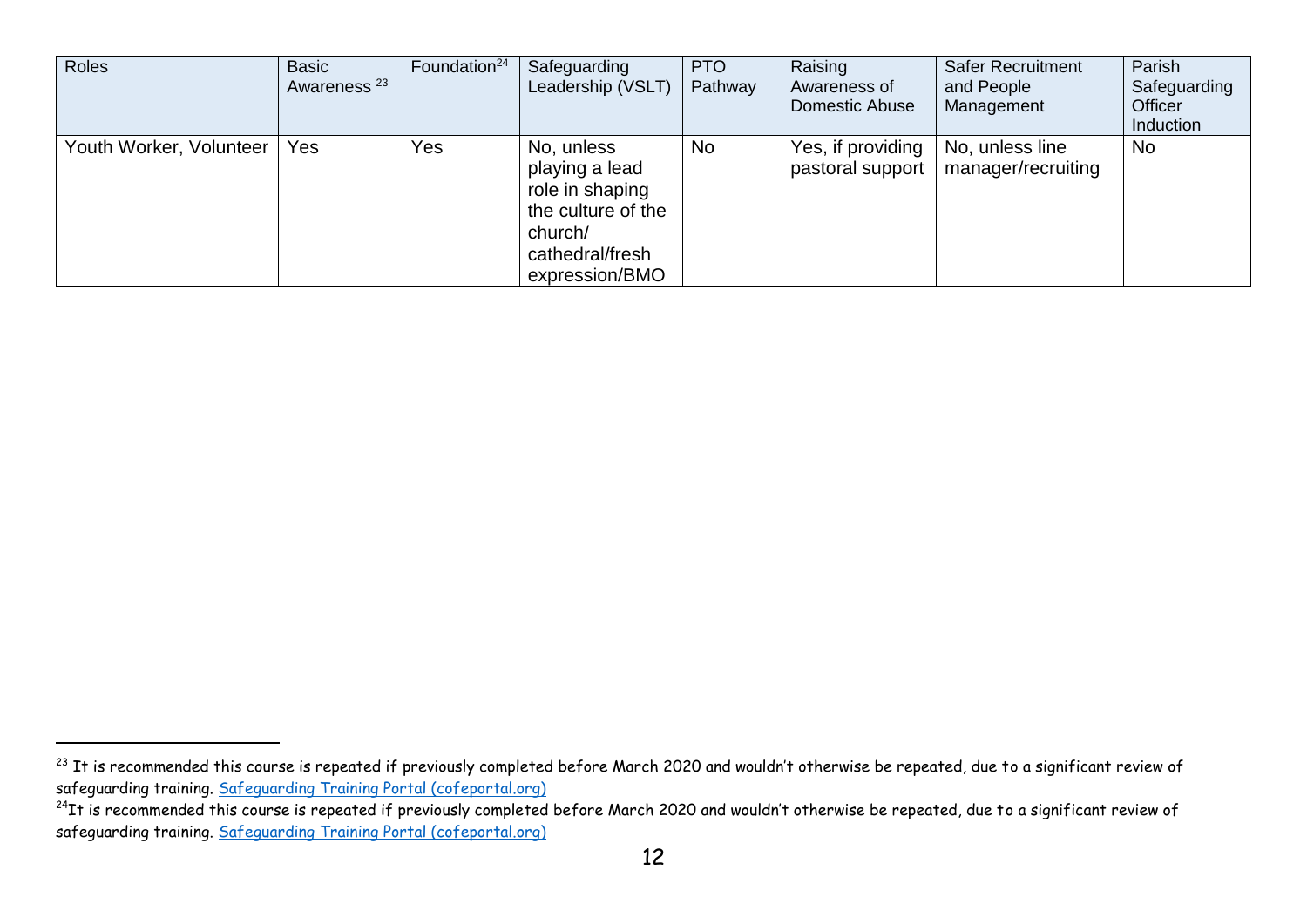| Roles | Basic Awareness [23] | Foundation[24] | Safeguarding Leadership (VSLT) | PTO Pathway | Raising Awareness of Domestic Abuse | Safer Recruitment and People Management | Parish Safeguarding Officer Induction |
|---|---|---|---|---|---|---|---|
| Youth Worker, Volunteer | Yes | Yes | No, unless playing a lead role in shaping the culture of the church/ cathedral/fresh expression/BMO | No | Yes, if providing pastoral support | No, unless line manager/recruiting | No |

[23] It is recommended this course is repeated if previously completed before March 2020 and wouldn't otherwise be repeated, due to a significant review of safeguarding training. [Safeguarding Training Portal (cofeportal.org)]

[24] It is recommended this course is repeated if previously completed before March 2020 and wouldn't otherwise be repeated, due to a significant review of safeguarding training. [Safeguarding Training Portal (cofeportal.org)]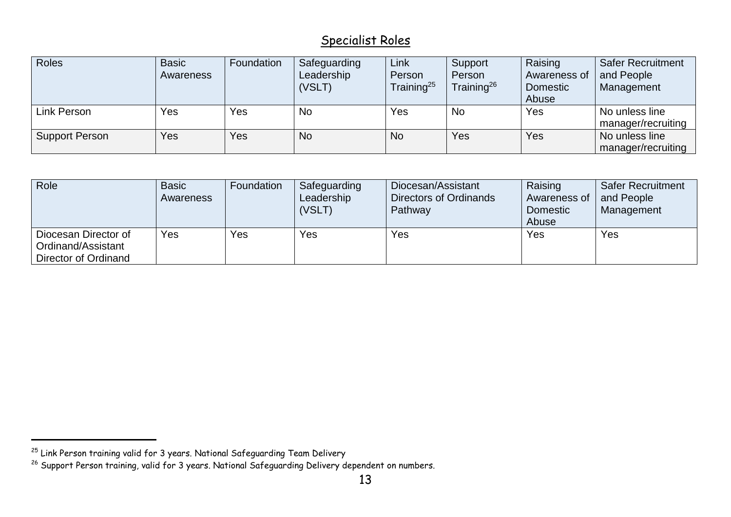## Specialist Roles

| Roles | Basic Awareness | Foundation | Safeguarding Leadership (VSLT) | Link Person Training[25] | Support Person Training[26] | Raising Awareness of Domestic Abuse | Safer Recruitment and People Management |
|---|---|---|---|---|---|---|---|
| Link Person | Yes | Yes | No | Yes | No | Yes | No unless line manager/recruiting |
| Support Person | Yes | Yes | No | No | Yes | Yes | No unless line manager/recruiting |

| Role | Basic Awareness | Foundation | Safeguarding Leadership (VSLT) | Diocesan/Assistant Directors of Ordinands Pathway | Raising Awareness of Domestic Abuse | Safer Recruitment and People Management |
|---|---|---|---|---|---|---|
| Diocesan Director of Ordinand/Assistant Director of Ordinand | Yes | Yes | Yes | Yes | Yes | Yes |

[25] Link Person training valid for 3 years. National Safeguarding Team Delivery

[26] Support Person training, valid for 3 years. National Safeguarding Delivery dependent on numbers.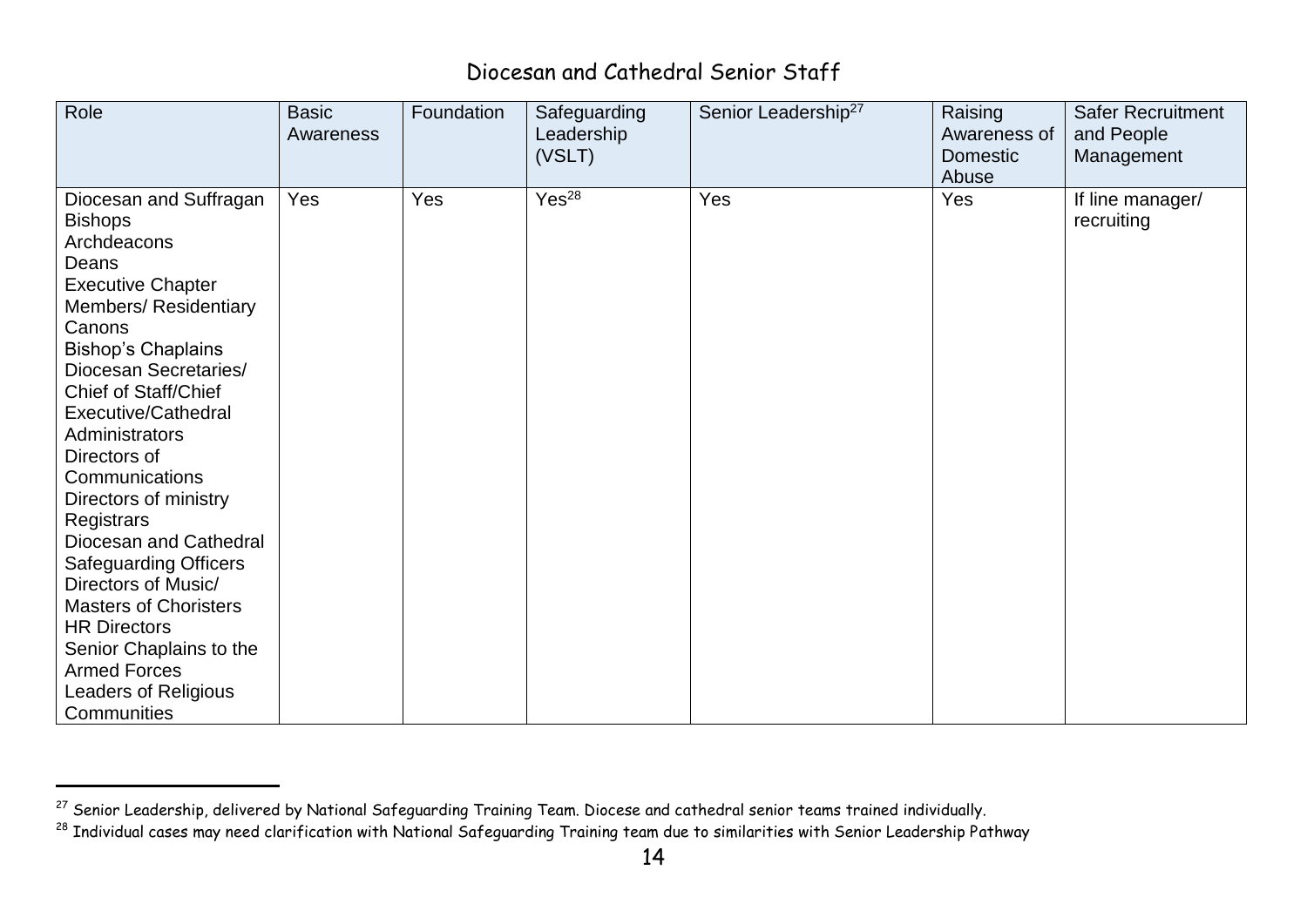## Diocesan and Cathedral Senior Staff

| Role | Basic Awareness | Foundation | Safeguarding Leadership (VSLT) | Senior Leadership[27] | Raising Awareness of Domestic Abuse | Safer Recruitment and People Management |
|---|---|---|---|---|---|---|
| Diocesan and Suffragan Bishops<br>Archdeacons<br>Deans<br>Executive Chapter Members/ Residentiary Canons<br>Bishop's Chaplains<br>Diocesan Secretaries/ Chief of Staff/Chief Executive/Cathedral Administrators<br>Directors of Communications<br>Directors of ministry<br>Registrars<br>Diocesan and Cathedral Safeguarding Officers<br>Directors of Music/ Masters of Choristers<br>HR Directors<br>Senior Chaplains to the Armed Forces<br>Leaders of Religious Communities | Yes | Yes | Yes[28] | Yes | Yes | If line manager/ recruiting |

[27] Senior Leadership, delivered by National Safeguarding Training Team. Diocese and cathedral senior teams trained individually.

[28] Individual cases may need clarification with National Safeguarding Training team due to similarities with Senior Leadership Pathway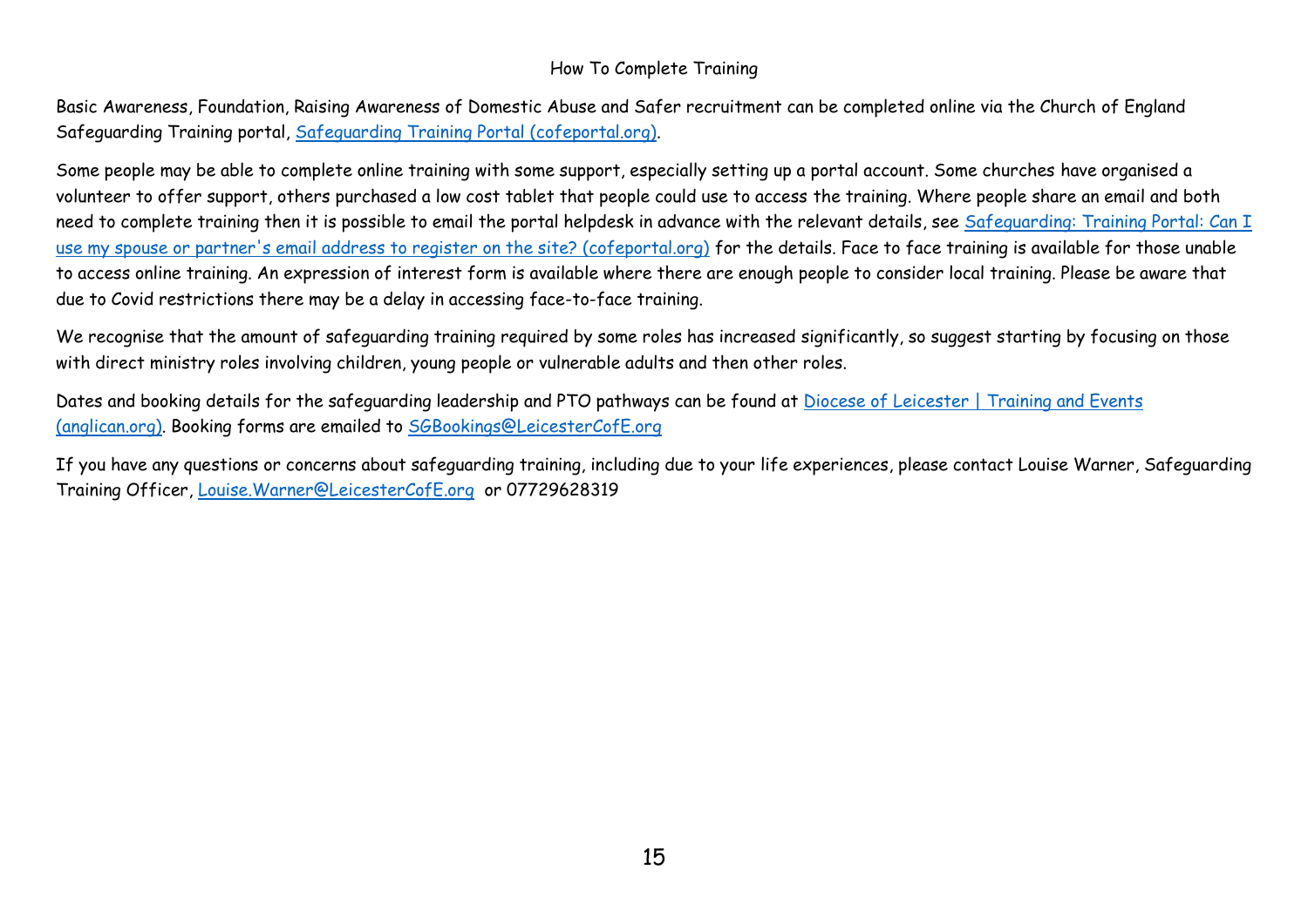## How To Complete Training

Basic Awareness, Foundation, Raising Awareness of Domestic Abuse and Safer recruitment can be completed online via the Church of England Safeguarding Training portal, [Safeguarding Training Portal (cofeportal.org)](cofeportal.org).

Some people may be able to complete online training with some support, especially setting up a portal account. Some churches have organised a volunteer to offer support, others purchased a low cost tablet that people could use to access the training. Where people share an email and both need to complete training then it is possible to email the portal helpdesk in advance with the relevant details, see Safeguarding: Training Portal: Can I use my spouse or partner's email address to register on the site? (cofeportal.org) for the details. Face to face training is available for those unable to access online training. An expression of interest form is available where there are enough people to consider local training. Please be aware that due to Covid restrictions there may be a delay in accessing face-to-face training.

We recognise that the amount of safeguarding training required by some roles has increased significantly, so suggest starting by focusing on those with direct ministry roles involving children, young people or vulnerable adults and then other roles.

Dates and booking details for the safeguarding leadership and PTO pathways can be found at Diocese of Leicester | Training and Events (anglican.org). Booking forms are emailed to SGBookings@LeicesterCofE.org

If you have any questions or concerns about safeguarding training, including due to your life experiences, please contact Louise Warner, Safeguarding Training Officer, Louise.Warner@LeicesterCofE.org or 07729628319